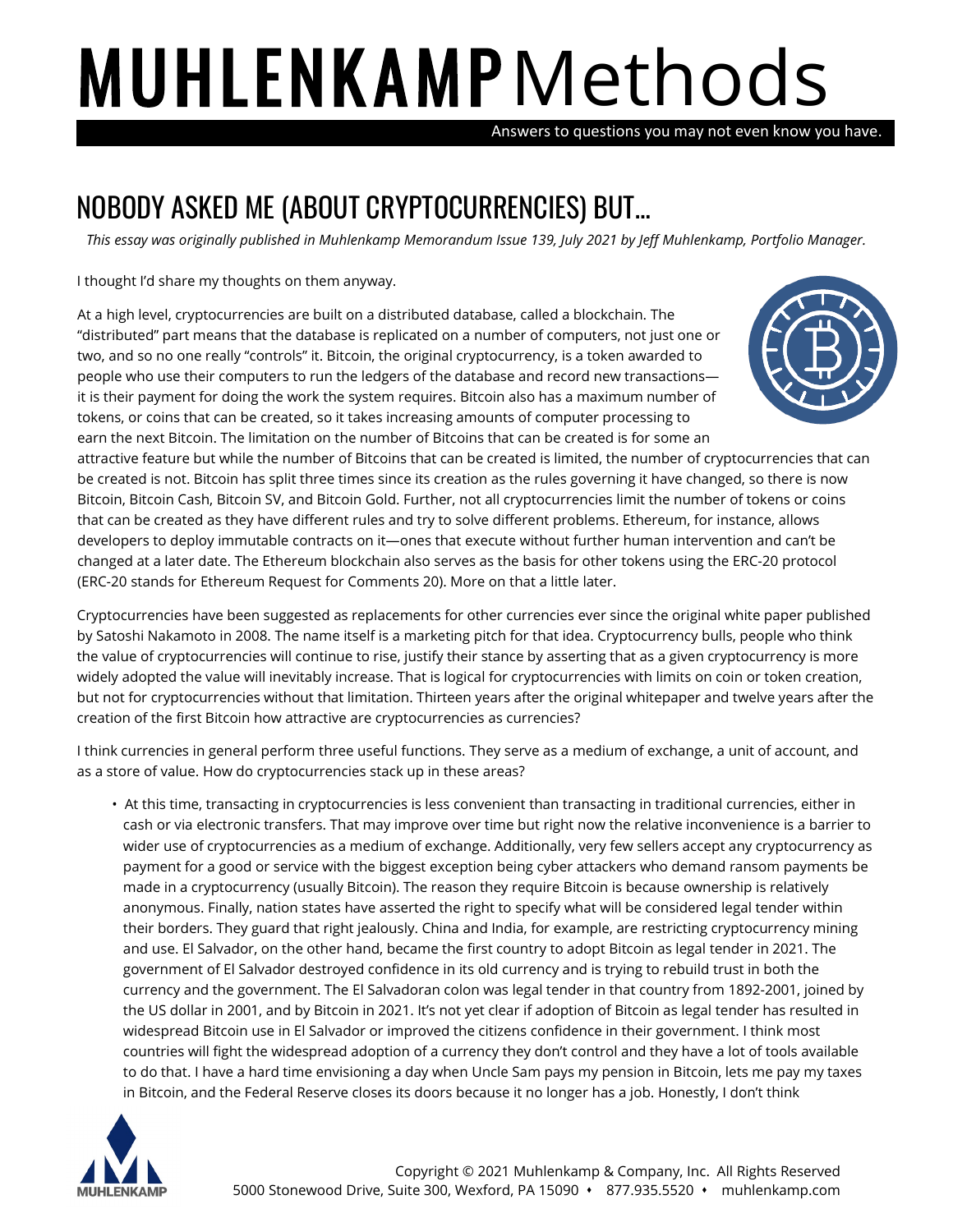# MUHLENKAMP Methods

Answers to questions you may not even know you have.

## NOBODY ASKED ME (ABOUT CRYPTOCURRENCIES) BUT...

*This essay was originally published in Muhlenkamp Memorandum Issue 139, July 2021 by Jeff Muhlenkamp, Portfolio Manager.*

I thought I'd share my thoughts on them anyway.

At a high level, cryptocurrencies are built on a distributed database, called a blockchain. The "distributed" part means that the database is replicated on a number of computers, not just one or two, and so no one really "controls" it. Bitcoin, the original cryptocurrency, is a token awarded to people who use their computers to run the ledgers of the database and record new transactions—it is their payment for doing the work the system requires. Bitcoin also has a maximum number of tokens, or coins that can be created, so it takes increasing amounts of computer processing to earn the next Bitcoin. The limitation on the number of Bitcoins that can be created is for some an attractive feature but while the number of Bitcoins that can be created is limited, the number of cryptocurrencies that can be created is not. Bitcoin has split three times since its creation as the rules governing it have changed, so there is now Bitcoin, Bitcoin Cash, Bitcoin SV, and Bitcoin Gold. Further, not all cryptocurrencies limit the number of tokens or coins that can be created as they have different rules and try to solve different problems. Ethereum, for instance, allows developers to deploy immutable contracts on it—ones that execute without further human intervention and can't be changed at a later date. The Ethereum blockchain also serves as the basis for other tokens using the ERC-20 protocol (ERC-20 stands for Ethereum Request for Comments 20). More on that a little later.

Cryptocurrencies have been suggested as replacements for other currencies ever since the original white paper published by Satoshi Nakamoto in 2008. The name itself is a marketing pitch for that idea. Cryptocurrency bulls, people who think the value of cryptocurrencies will continue to rise, justify their stance by asserting that as a given cryptocurrency is more widely adopted the value will inevitably increase. That is logical for cryptocurrencies with limits on coin or token creation, but not for cryptocurrencies without that limitation. Thirteen years after the original whitepaper and twelve years after the creation of the first Bitcoin how attractive are cryptocurrencies as currencies?

I think currencies in general perform three useful functions. They serve as a medium of exchange, a unit of account, and as a store of value. How do cryptocurrencies stack up in these areas?

- At this time, transacting in cryptocurrencies is less convenient than transacting in traditional currencies, either in cash or via electronic transfers. That may improve over time but right now the relative inconvenience is a barrier to wider use of cryptocurrencies as a medium of exchange. Additionally, very few sellers accept any cryptocurrency as payment for a good or service with the biggest exception being cyber attackers who demand ransom payments be made in a cryptocurrency (usually Bitcoin). The reason they require Bitcoin is because ownership is relatively anonymous. Finally, nation states have asserted the right to specify what will be considered legal tender within their borders. They guard that right jealously. China and India, for example, are restricting cryptocurrency mining and use. El Salvador, on the other hand, became the first country to adopt Bitcoin as legal tender in 2021. The government of El Salvador destroyed confidence in its old currency and is trying to rebuild trust in both the currency and the government. The El Salvadoran colon was legal tender in that country from 1892-2001, joined by the US dollar in 2001, and by Bitcoin in 2021. It's not yet clear if adoption of Bitcoin as legal tender has resulted in widespread Bitcoin use in El Salvador or improved the citizens confidence in their government. I think most countries will fight the widespread adoption of a currency they don't control and they have a lot of tools available to do that. I have a hard time envisioning a day when Uncle Sam pays my pension in Bitcoin, lets me pay my taxes in Bitcoin, and the Federal Reserve closes its doors because it no longer has a job. Honestly, I don't think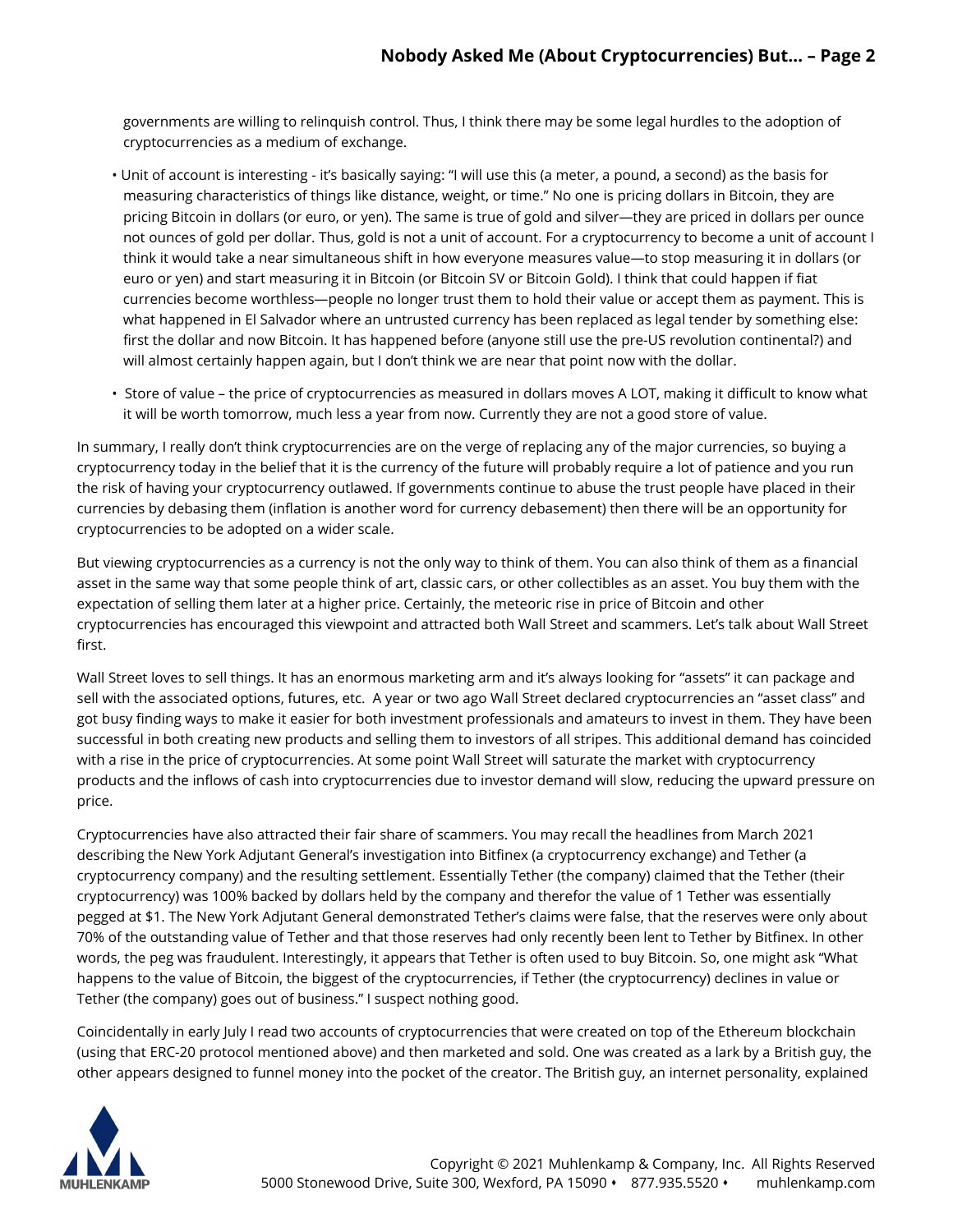governments are willing to relinquish control. Thus, I think there may be some legal hurdles to the adoption of cryptocurrencies as a medium of exchange.

- Unit of account is interesting - it's basically saying: "I will use this (a meter, a pound, a second) as the basis for measuring characteristics of things like distance, weight, or time." No one is pricing dollars in Bitcoin, they are pricing Bitcoin in dollars (or euro, or yen). The same is true of gold and silver—they are priced in dollars per ounce not ounces of gold per dollar. Thus, gold is not a unit of account. For a cryptocurrency to become a unit of account I think it would take a near simultaneous shift in how everyone measures value—to stop measuring it in dollars (or euro or yen) and start measuring it in Bitcoin (or Bitcoin SV or Bitcoin Gold). I think that could happen if fiat currencies become worthless—people no longer trust them to hold their value or accept them as payment. This is what happened in El Salvador where an untrusted currency has been replaced as legal tender by something else: first the dollar and now Bitcoin. It has happened before (anyone still use the pre-US revolution continental?) and will almost certainly happen again, but I don't think we are near that point now with the dollar.
- Store of value – the price of cryptocurrencies as measured in dollars moves A LOT, making it difficult to know what it will be worth tomorrow, much less a year from now. Currently they are not a good store of value.

In summary, I really don't think cryptocurrencies are on the verge of replacing any of the major currencies, so buying a cryptocurrency today in the belief that it is the currency of the future will probably require a lot of patience and you run the risk of having your cryptocurrency outlawed. If governments continue to abuse the trust people have placed in their currencies by debasing them (inflation is another word for currency debasement) then there will be an opportunity for cryptocurrencies to be adopted on a wider scale.

But viewing cryptocurrencies as a currency is not the only way to think of them. You can also think of them as a financial asset in the same way that some people think of art, classic cars, or other collectibles as an asset. You buy them with the expectation of selling them later at a higher price. Certainly, the meteoric rise in price of Bitcoin and other cryptocurrencies has encouraged this viewpoint and attracted both Wall Street and scammers. Let's talk about Wall Street first.

Wall Street loves to sell things. It has an enormous marketing arm and it's always looking for "assets" it can package and sell with the associated options, futures, etc. A year or two ago Wall Street declared cryptocurrencies an "asset class" and got busy finding ways to make it easier for both investment professionals and amateurs to invest in them. They have been successful in both creating new products and selling them to investors of all stripes. This additional demand has coincided with a rise in the price of cryptocurrencies. At some point Wall Street will saturate the market with cryptocurrency products and the inflows of cash into cryptocurrencies due to investor demand will slow, reducing the upward pressure on price.

Cryptocurrencies have also attracted their fair share of scammers. You may recall the headlines from March 2021 describing the New York Adjutant General's investigation into Bitfinex (a cryptocurrency exchange) and Tether (a cryptocurrency company) and the resulting settlement. Essentially Tether (the company) claimed that the Tether (their cryptocurrency) was 100% backed by dollars held by the company and therefor the value of 1 Tether was essentially pegged at $1. The New York Adjutant General demonstrated Tether's claims were false, that the reserves were only about 70% of the outstanding value of Tether and that those reserves had only recently been lent to Tether by Bitfinex. In other words, the peg was fraudulent. Interestingly, it appears that Tether is often used to buy Bitcoin. So, one might ask "What happens to the value of Bitcoin, the biggest of the cryptocurrencies, if Tether (the cryptocurrency) declines in value or Tether (the company) goes out of business." I suspect nothing good.

Coincidentally in early July I read two accounts of cryptocurrencies that were created on top of the Ethereum blockchain (using that ERC-20 protocol mentioned above) and then marketed and sold. One was created as a lark by a British guy, the other appears designed to funnel money into the pocket of the creator. The British guy, an internet personality, explained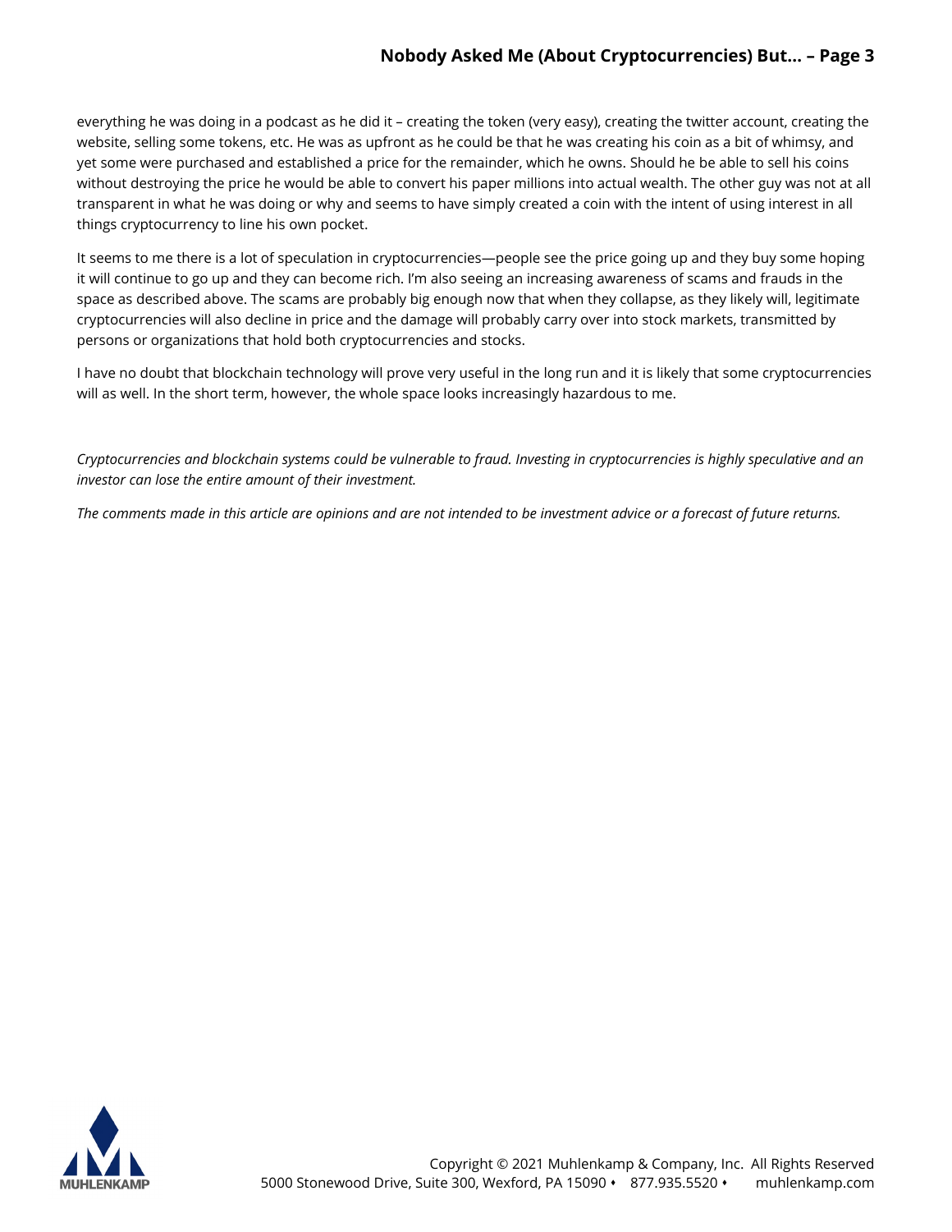everything he was doing in a podcast as he did it – creating the token (very easy), creating the twitter account, creating the website, selling some tokens, etc. He was as upfront as he could be that he was creating his coin as a bit of whimsy, and yet some were purchased and established a price for the remainder, which he owns. Should he be able to sell his coins without destroying the price he would be able to convert his paper millions into actual wealth. The other guy was not at all transparent in what he was doing or why and seems to have simply created a coin with the intent of using interest in all things cryptocurrency to line his own pocket.

It seems to me there is a lot of speculation in cryptocurrencies—people see the price going up and they buy some hoping it will continue to go up and they can become rich. I'm also seeing an increasing awareness of scams and frauds in the space as described above. The scams are probably big enough now that when they collapse, as they likely will, legitimate cryptocurrencies will also decline in price and the damage will probably carry over into stock markets, transmitted by persons or organizations that hold both cryptocurrencies and stocks.

I have no doubt that blockchain technology will prove very useful in the long run and it is likely that some cryptocurrencies will as well. In the short term, however, the whole space looks increasingly hazardous to me.

*Cryptocurrencies and blockchain systems could be vulnerable to fraud. Investing in cryptocurrencies is highly speculative and an investor can lose the entire amount of their investment.*

*The comments made in this article are opinions and are not intended to be investment advice or a forecast of future returns.*

Copyright © 2021 Muhlenkamp & Company, Inc. All Rights Reserved
5000 Stonewood Drive, Suite 300, Wexford, PA 15090 • 877.935.5520 • muhlenkamp.com